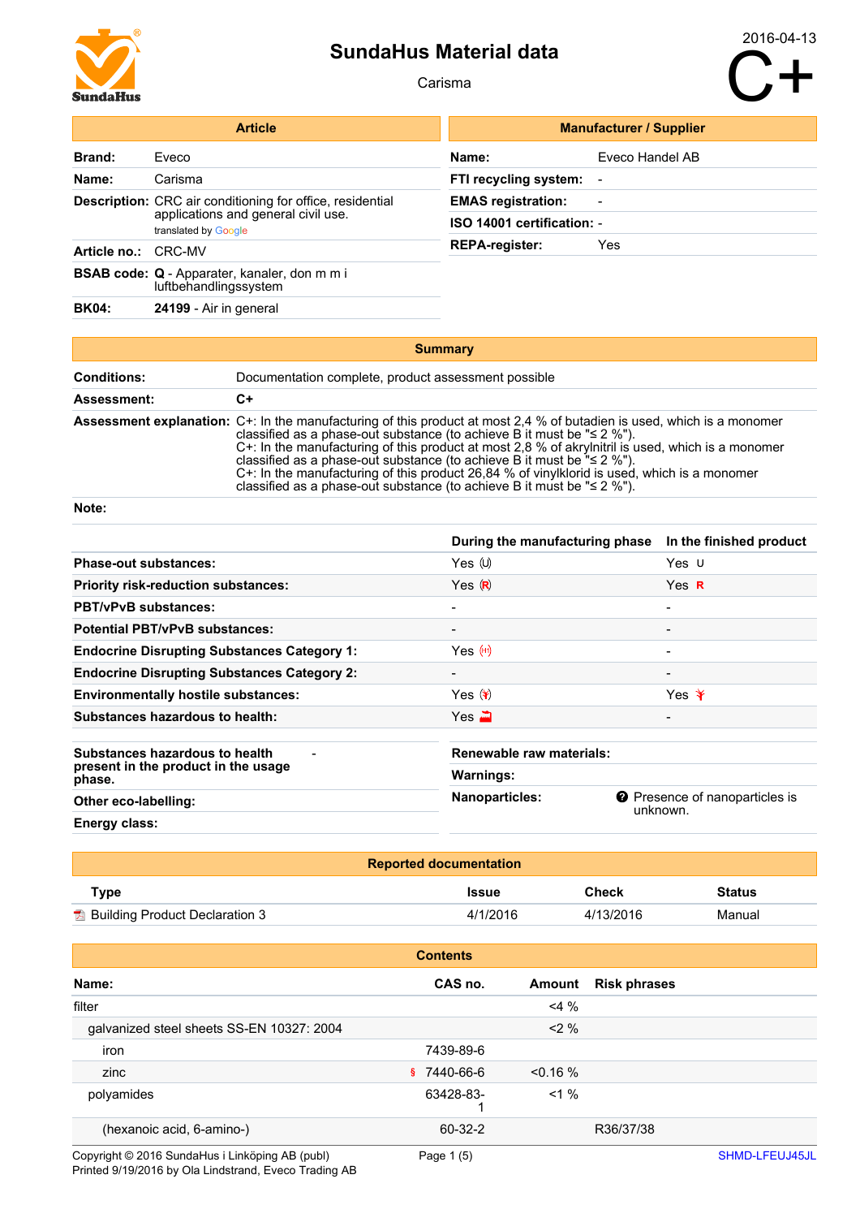# SundaHus Material data

Carisma

2016-04-13

C+

| Article | |
|---|---|
| **Brand:** | Eveco |
| **Name:** | Carisma |
| **Description:** | CRC air conditioning for office, residential applications and general civil use. translated by Google |
| **Article no.:** | CRC-MV |
| **BSAB code:** | **Q** - Apparater, kanaler, don m m i luftbehandlingssystem |
| **BK04:** | **24199** - Air in general |

| Manufacturer / Supplier | |
|---|---|
| **Name:** | Eveco Handel AB |
| **FTI recycling system:** | - |
| **EMAS registration:** | - |
| **ISO 14001 certification:** | - |
| **REPA-register:** | Yes |

## Summary

| | |
|---|---|
| **Conditions:** | Documentation complete, product assessment possible |
| **Assessment:** | **C+** |
| **Assessment explanation:** | C+: In the manufacturing of this product at most 2,4 % of butadien is used, which is a monomer classified as a phase-out substance (to achieve B it must be "≤ 2 %"). C+: In the manufacturing of this product at most 2,8 % of akrylnitril is used, which is a monomer classified as a phase-out substance (to achieve B it must be "≤ 2 %"). C+: In the manufacturing of this product 26,84 % of vinylklorid is used, which is a monomer classified as a phase-out substance (to achieve B it must be "≤ 2 %"). |
| **Note:** | |

| | During the manufacturing phase | In the finished product |
|---|---|---|
| **Phase-out substances:** | Yes | Yes |
| **Priority risk-reduction substances:** | Yes | Yes |
| **PBT/vPvB substances:** | - | - |
| **Potential PBT/vPvB substances:** | - | - |
| **Endocrine Disrupting Substances Category 1:** | Yes | - |
| **Endocrine Disrupting Substances Category 2:** | - | - |
| **Environmentally hostile substances:** | Yes | Yes |
| **Substances hazardous to health:** | Yes | - |

| | |
|---|---|
| **Substances hazardous to health present in the product in the usage phase.** | - |
| **Other eco-labelling:** | |
| **Energy class:** | |

| | |
|---|---|
| **Renewable raw materials:** | |
| **Warnings:** | |
| **Nanoparticles:** | Presence of nanoparticles is unknown. |

## Reported documentation

| Type | Issue | Check | Status |
|---|---|---|---|
| Building Product Declaration 3 | 4/1/2016 | 4/13/2016 | Manual |

## Contents

| Name: | CAS no. | Amount | Risk phrases |
|---|---|---|---|
| filter | | <4 % | |
| galvanized steel sheets SS-EN 10327: 2004 | | <2 % | |
| iron | 7439-89-6 | | |
| zinc | § 7440-66-6 | <0.16 % | |
| polyamides | 63428-83-1 | <1 % | |
| (hexanoic acid, 6-amino-) | 60-32-2 | | R36/37/38 |

Copyright © 2016 SundaHus i Linköping AB (publ)
Printed 9/19/2016 by Ola Lindstrand, Eveco Trading AB

SHMD-LFEUJ45JL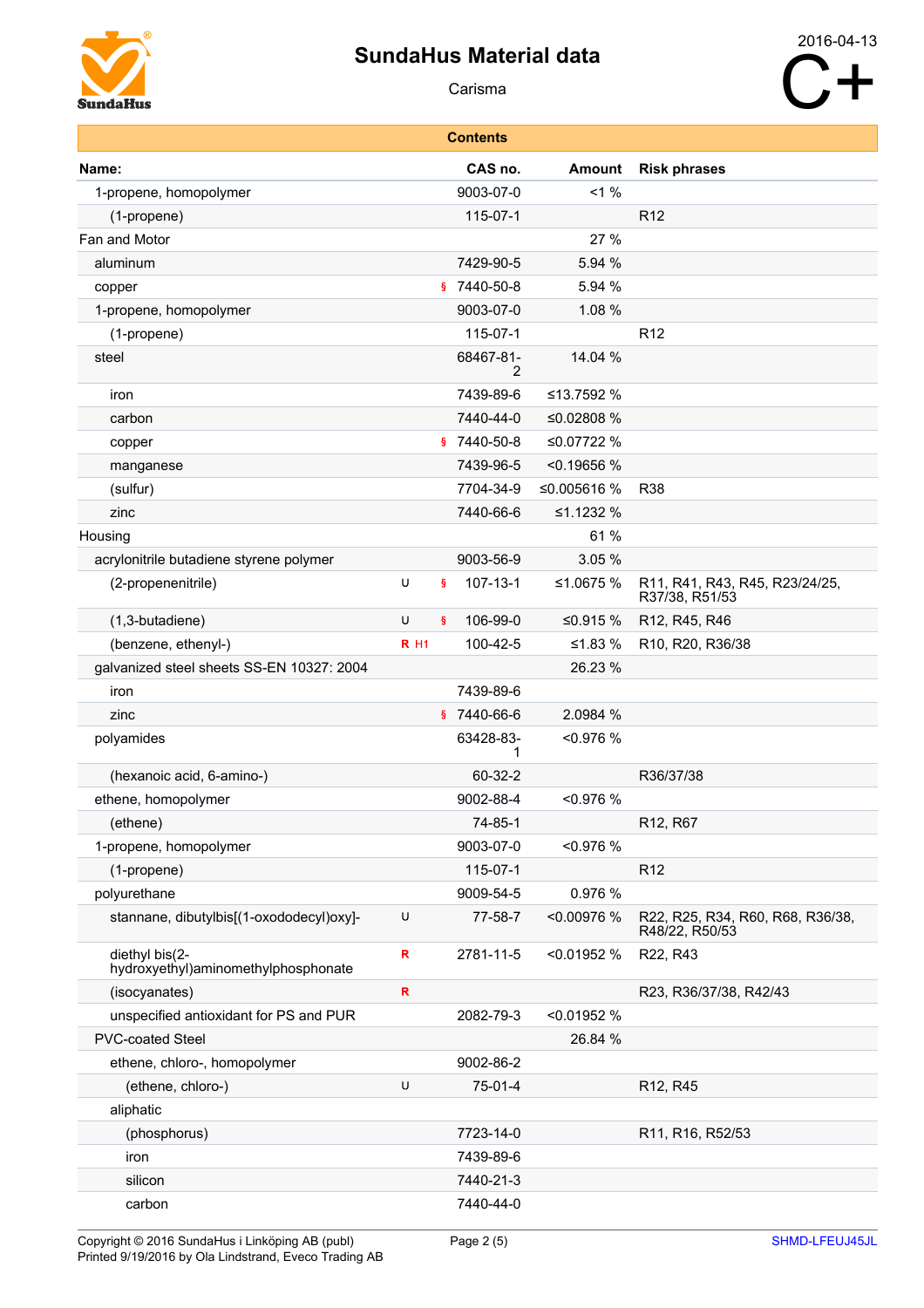# SundaHus Material data

Carisma

2016-04-13

C+

## Contents

| Name: | | | CAS no. | Amount | Risk phrases |
|---|---|---|---|---|---|
| 1-propene, homopolymer | | | 9003-07-0 | <1 % | |
| (1-propene) | | | 115-07-1 | | R12 |
| Fan and Motor | | | | 27 % | |
| aluminum | | | 7429-90-5 | 5.94 % | |
| copper | | § | 7440-50-8 | 5.94 % | |
| 1-propene, homopolymer | | | 9003-07-0 | 1.08 % | |
| (1-propene) | | | 115-07-1 | | R12 |
| steel | | | 68467-81-2 | 14.04 % | |
| iron | | | 7439-89-6 | ≤13.7592 % | |
| carbon | | | 7440-44-0 | ≤0.02808 % | |
| copper | | § | 7440-50-8 | ≤0.07722 % | |
| manganese | | | 7439-96-5 | <0.19656 % | |
| (sulfur) | | | 7704-34-9 | ≤0.005616 % | R38 |
| zinc | | | 7440-66-6 | ≤1.1232 % | |
| Housing | | | | 61 % | |
| acrylonitrile butadiene styrene polymer | | | 9003-56-9 | 3.05 % | |
| (2-propenenitrile) | U | § | 107-13-1 | ≤1.0675 % | R11, R41, R43, R45, R23/24/25, R37/38, R51/53 |
| (1,3-butadiene) | U | § | 106-99-0 | ≤0.915 % | R12, R45, R46 |
| (benzene, ethenyl-) | R | H1 | 100-42-5 | ≤1.83 % | R10, R20, R36/38 |
| galvanized steel sheets SS-EN 10327: 2004 | | | | 26.23 % | |
| iron | | | 7439-89-6 | | |
| zinc | | § | 7440-66-6 | 2.0984 % | |
| polyamides | | | 63428-83-1 | <0.976 % | |
| (hexanoic acid, 6-amino-) | | | 60-32-2 | | R36/37/38 |
| ethene, homopolymer | | | 9002-88-4 | <0.976 % | |
| (ethene) | | | 74-85-1 | | R12, R67 |
| 1-propene, homopolymer | | | 9003-07-0 | <0.976 % | |
| (1-propene) | | | 115-07-1 | | R12 |
| polyurethane | | | 9009-54-5 | 0.976 % | |
| stannane, dibutylbis[(1-oxododecyl)oxy]- | U | | 77-58-7 | <0.00976 % | R22, R25, R34, R60, R68, R36/38, R48/22, R50/53 |
| diethyl bis(2-hydroxyethyl)aminomethylphosphonate | R | | 2781-11-5 | <0.01952 % | R22, R43 |
| (isocyanates) | R | | | | R23, R36/37/38, R42/43 |
| unspecified antioxidant for PS and PUR | | | 2082-79-3 | <0.01952 % | |
| PVC-coated Steel | | | | 26.84 % | |
| ethene, chloro-, homopolymer | | | 9002-86-2 | | |
| (ethene, chloro-) | U | | 75-01-4 | | R12, R45 |
| aliphatic | | | | | |
| (phosphorus) | | | 7723-14-0 | | R11, R16, R52/53 |
| iron | | | 7439-89-6 | | |
| silicon | | | 7440-21-3 | | |
| carbon | | | 7440-44-0 | | |

Copyright © 2016 SundaHus i Linköping AB (publ)
Printed 9/19/2016 by Ola Lindstrand, Eveco Trading AB

SHMD-LFEUJ45JL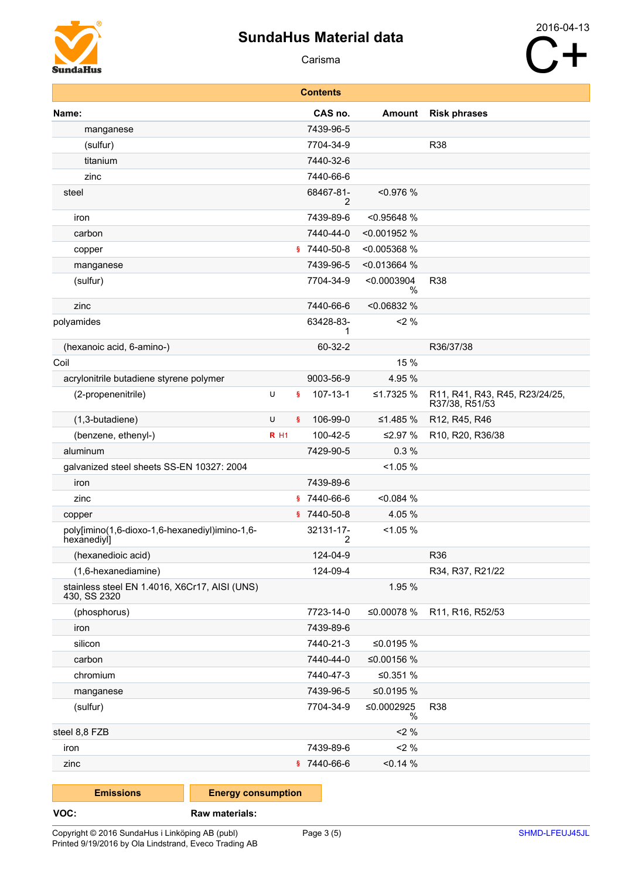# SundaHus Material data

Carisma

2016-04-13

C+

## Contents

| Name: | | | CAS no. | Amount | Risk phrases |
|---|---|---|---|---|---|
| manganese | | | 7439-96-5 | | |
| (sulfur) | | | 7704-34-9 | | R38 |
| titanium | | | 7440-32-6 | | |
| zinc | | | 7440-66-6 | | |
| steel | | | 68467-81-2 | <0.976 % | |
| iron | | | 7439-89-6 | <0.95648 % | |
| carbon | | | 7440-44-0 | <0.001952 % | |
| copper | | § | 7440-50-8 | <0.005368 % | |
| manganese | | | 7439-96-5 | <0.013664 % | |
| (sulfur) | | | 7704-34-9 | <0.0003904 % | R38 |
| zinc | | | 7440-66-6 | <0.06832 % | |
| polyamides | | | 63428-83-1 | <2 % | |
| (hexanoic acid, 6-amino-) | | | 60-32-2 | | R36/37/38 |
| Coil | | | | 15 % | |
| acrylonitrile butadiene styrene polymer | | | 9003-56-9 | 4.95 % | |
| (2-propenenitrile) | U | § | 107-13-1 | ≤1.7325 % | R11, R41, R43, R45, R23/24/25, R37/38, R51/53 |
| (1,3-butadiene) | U | § | 106-99-0 | ≤1.485 % | R12, R45, R46 |
| (benzene, ethenyl-) | R | H1 | 100-42-5 | ≤2.97 % | R10, R20, R36/38 |
| aluminum | | | 7429-90-5 | 0.3 % | |
| galvanized steel sheets SS-EN 10327: 2004 | | | | <1.05 % | |
| iron | | | 7439-89-6 | | |
| zinc | | § | 7440-66-6 | <0.084 % | |
| copper | | § | 7440-50-8 | 4.05 % | |
| poly[imino(1,6-dioxo-1,6-hexanediyl)imino-1,6-hexanediyl] | | | 32131-17-2 | <1.05 % | |
| (hexanedioic acid) | | | 124-04-9 | | R36 |
| (1,6-hexanediamine) | | | 124-09-4 | | R34, R37, R21/22 |
| stainless steel EN 1.4016, X6Cr17, AISI (UNS) 430, SS 2320 | | | | 1.95 % | |
| (phosphorus) | | | 7723-14-0 | ≤0.00078 % | R11, R16, R52/53 |
| iron | | | 7439-89-6 | | |
| silicon | | | 7440-21-3 | ≤0.0195 % | |
| carbon | | | 7440-44-0 | ≤0.00156 % | |
| chromium | | | 7440-47-3 | ≤0.351 % | |
| manganese | | | 7439-96-5 | ≤0.0195 % | |
| (sulfur) | | | 7704-34-9 | ≤0.0002925 % | R38 |
| steel 8,8 FZB | | | | <2 % | |
| iron | | | 7439-89-6 | <2 % | |
| zinc | | § | 7440-66-6 | <0.14 % | |

| Emissions | Energy consumption |
|---|---|
| VOC: | Raw materials: |

Copyright © 2016 SundaHus i Linköping AB (publ)
Printed 9/19/2016 by Ola Lindstrand, Eveco Trading AB

SHMD-LFEUJ45JL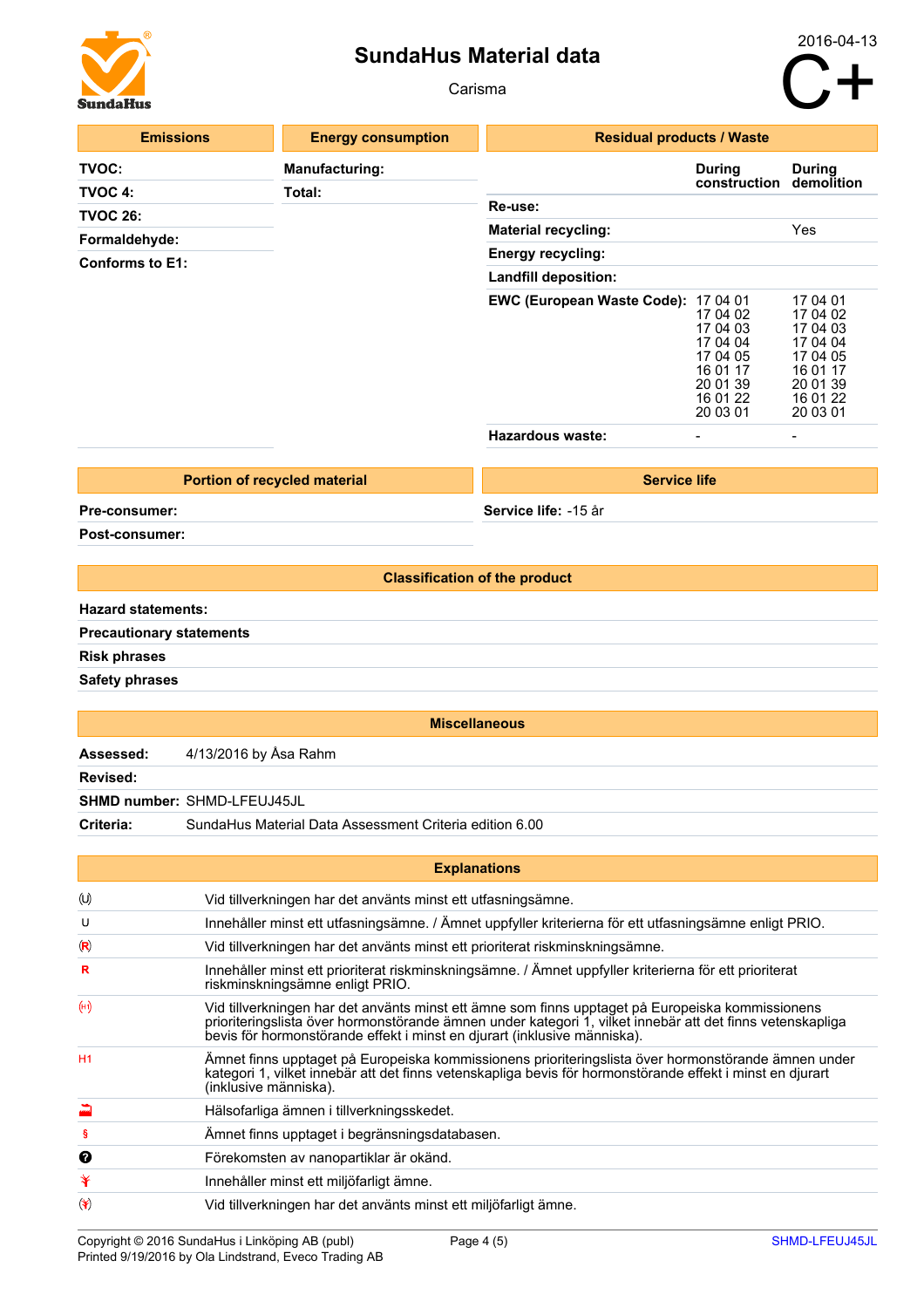# SundaHus Material data

Carisma

2016-04-13

C+

## Emissions

**TVOC:**

**TVOC 4:**

**TVOC 26:**

**Formaldehyde:**

**Conforms to E1:**

## Energy consumption

**Manufacturing:**

**Total:**

## Residual products / Waste

| | During construction | During demolition |
|---|---|---|
| **Re-use:** | | |
| **Material recycling:** | | Yes |
| **Energy recycling:** | | |
| **Landfill deposition:** | | |
| **EWC (European Waste Code):** | 17 04 01<br>17 04 02<br>17 04 03<br>17 04 04<br>17 04 05<br>16 01 17<br>20 01 39<br>16 01 22<br>20 03 01 | 17 04 01<br>17 04 02<br>17 04 03<br>17 04 04<br>17 04 05<br>16 01 17<br>20 01 39<br>16 01 22<br>20 03 01 |
| **Hazardous waste:** | - | - |

## Portion of recycled material

**Pre-consumer:**

**Post-consumer:**

## Service life

**Service life:** -15 år

## Classification of the product

**Hazard statements:**

**Precautionary statements**

**Risk phrases**

**Safety phrases**

## Miscellaneous

| | |
|---|---|
| **Assessed:** | 4/13/2016 by Åsa Rahm |
| **Revised:** | |
| **SHMD number:** | SHMD-LFEUJ45JL |
| **Criteria:** | SundaHus Material Data Assessment Criteria edition 6.00 |

## Explanations

| | |
|---|---|
| (U) | Vid tillverkningen har det använts minst ett utfasningsämne. |
| U | Innehåller minst ett utfasningsämne. / Ämnet uppfyller kriterierna för ett utfasningsämne enligt PRIO. |
| (R) | Vid tillverkningen har det använts minst ett prioriterat riskminskningsämne. |
| R | Innehåller minst ett prioriterat riskminskningsämne. / Ämnet uppfyller kriterierna för ett prioriterat riskminskningsämne enligt PRIO. |
| (H1) | Vid tillverkningen har det använts minst ett ämne som finns upptaget på Europeiska kommissionens prioriteringslista över hormonstörande ämnen under kategori 1, vilket innebär att det finns vetenskapliga bevis för hormonstörande effekt i minst en djurart (inklusive människa). |
| H1 | Ämnet finns upptaget på Europeiska kommissionens prioriteringslista över hormonstörande ämnen under kategori 1, vilket innebär att det finns vetenskapliga bevis för hormonstörande effekt i minst en djurart (inklusive människa). |
| | Hälsofarliga ämnen i tillverkningsskedet. |
| § | Ämnet finns upptaget i begränsningsdatabasen. |
| ? | Förekomsten av nanopartiklar är okänd. |
| | Innehåller minst ett miljöfarligt ämne. |
| | Vid tillverkningen har det använts minst ett miljöfarligt ämne. |

Copyright © 2016 SundaHus i Linköping AB (publ)
Printed 9/19/2016 by Ola Lindstrand, Eveco Trading AB

SHMD-LFEUJ45JL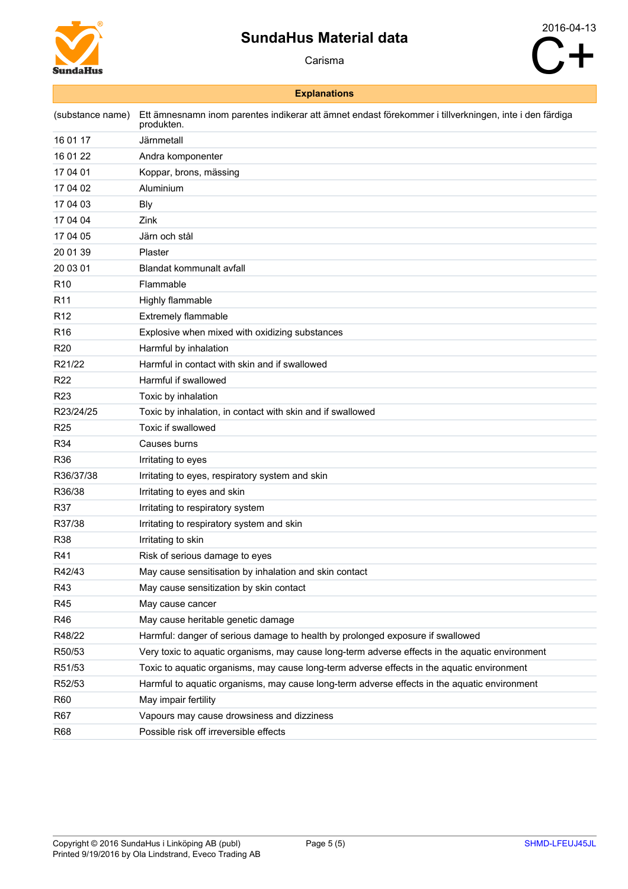# SundaHus Material data

Carisma

2016-04-13

C+

| Explanations | |
|---|---|
| (substance name) | Ett ämnesnamn inom parentes indikerar att ämnet endast förekommer i tillverkningen, inte i den färdiga produkten. |
| 16 01 17 | Järnmetall |
| 16 01 22 | Andra komponenter |
| 17 04 01 | Koppar, brons, mässing |
| 17 04 02 | Aluminium |
| 17 04 03 | Bly |
| 17 04 04 | Zink |
| 17 04 05 | Järn och stål |
| 20 01 39 | Plaster |
| 20 03 01 | Blandat kommunalt avfall |
| R10 | Flammable |
| R11 | Highly flammable |
| R12 | Extremely flammable |
| R16 | Explosive when mixed with oxidizing substances |
| R20 | Harmful by inhalation |
| R21/22 | Harmful in contact with skin and if swallowed |
| R22 | Harmful if swallowed |
| R23 | Toxic by inhalation |
| R23/24/25 | Toxic by inhalation, in contact with skin and if swallowed |
| R25 | Toxic if swallowed |
| R34 | Causes burns |
| R36 | Irritating to eyes |
| R36/37/38 | Irritating to eyes, respiratory system and skin |
| R36/38 | Irritating to eyes and skin |
| R37 | Irritating to respiratory system |
| R37/38 | Irritating to respiratory system and skin |
| R38 | Irritating to skin |
| R41 | Risk of serious damage to eyes |
| R42/43 | May cause sensitisation by inhalation and skin contact |
| R43 | May cause sensitization by skin contact |
| R45 | May cause cancer |
| R46 | May cause heritable genetic damage |
| R48/22 | Harmful: danger of serious damage to health by prolonged exposure if swallowed |
| R50/53 | Very toxic to aquatic organisms, may cause long-term adverse effects in the aquatic environment |
| R51/53 | Toxic to aquatic organisms, may cause long-term adverse effects in the aquatic environment |
| R52/53 | Harmful to aquatic organisms, may cause long-term adverse effects in the aquatic environment |
| R60 | May impair fertility |
| R67 | Vapours may cause drowsiness and dizziness |
| R68 | Possible risk off irreversible effects |

Copyright © 2016 SundaHus i Linköping AB (publ)
Printed 9/19/2016 by Ola Lindstrand, Eveco Trading AB

SHMD-LFEUJ45JL